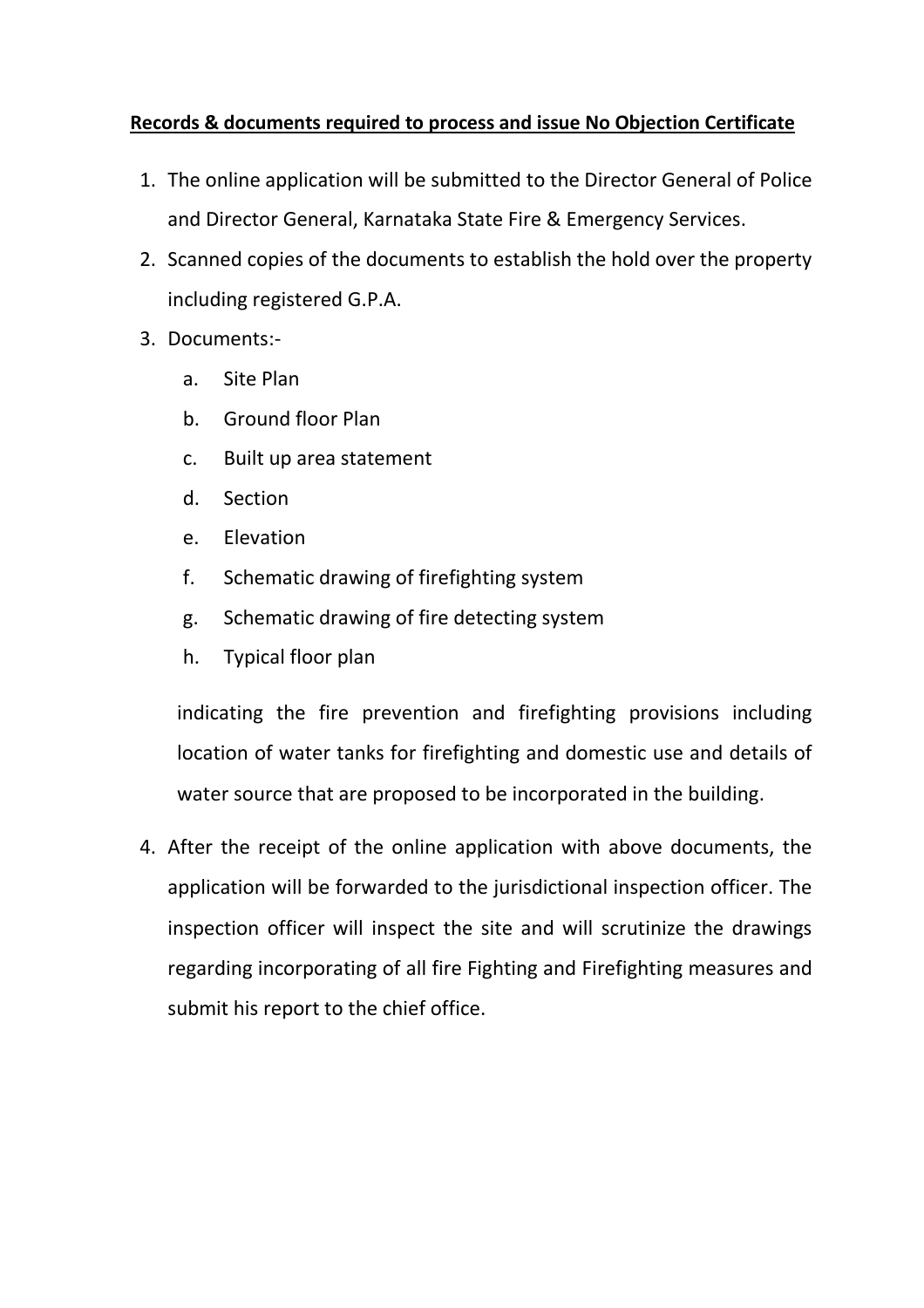**<u>Records & documents required to process and issue No Objection Certificate</u>**

1. The online application will be submitted to the Director General of Police and Director General, Karnataka State Fire & Emergency Services.
2. Scanned copies of the documents to establish the hold over the property including registered G.P.A.
3. Documents:-
   a. Site Plan
   b. Ground floor Plan
   c. Built up area statement
   d. Section
   e. Elevation
   f. Schematic drawing of firefighting system
   g. Schematic drawing of fire detecting system
   h. Typical floor plan

   indicating the fire prevention and firefighting provisions including location of water tanks for firefighting and domestic use and details of water source that are proposed to be incorporated in the building.

4. After the receipt of the online application with above documents, the application will be forwarded to the jurisdictional inspection officer. The inspection officer will inspect the site and will scrutinize the drawings regarding incorporating of all fire Fighting and Firefighting measures and submit his report to the chief office.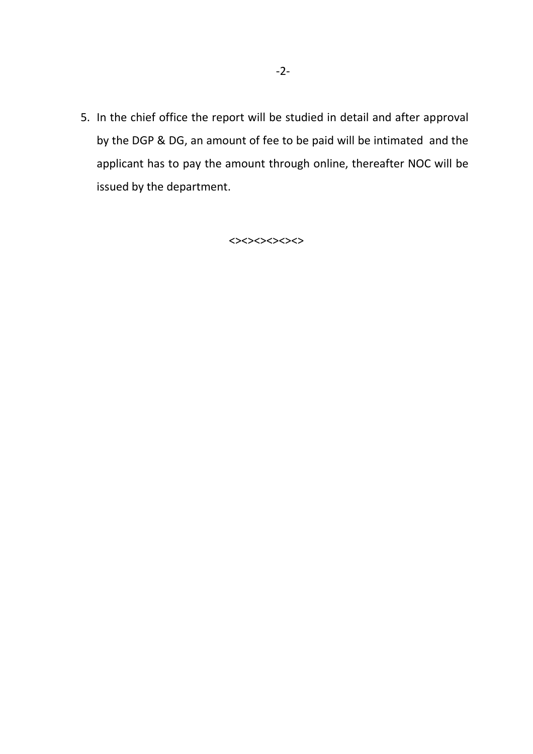5. In the chief office the report will be studied in detail and after approval by the DGP & DG, an amount of fee to be paid will be intimated and the applicant has to pay the amount through online, thereafter NOC will be issued by the department.

<><><><><><>